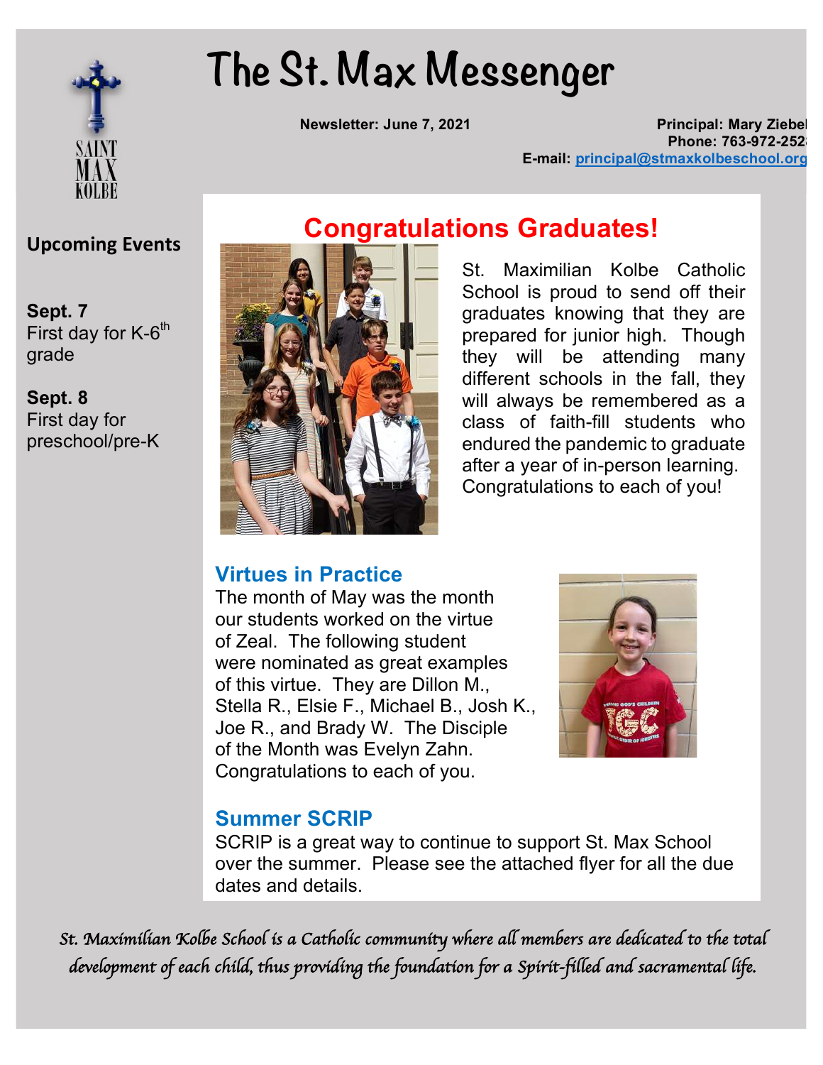# The St. Max Messenger

**Newsletter: June 7, 2021**

**Principal: Mary Ziebel**
**Phone: 763-972-252**
**E-mail: principal@stmaxkolbeschool.org**

## Upcoming Events

**Sept. 7**
First day for K-6th grade

**Sept. 8**
First day for preschool/pre-K

## Congratulations Graduates!

St. Maximilian Kolbe Catholic School is proud to send off their graduates knowing that they are prepared for junior high. Though they will be attending many different schools in the fall, they will always be remembered as a class of faith-fill students who endured the pandemic to graduate after a year of in-person learning. Congratulations to each of you!

### Virtues in Practice

The month of May was the month our students worked on the virtue of Zeal. The following student were nominated as great examples of this virtue. They are Dillon M., Stella R., Elsie F., Michael B., Josh K., Joe R., and Brady W. The Disciple of the Month was Evelyn Zahn. Congratulations to each of you.

### Summer SCRIP

SCRIP is a great way to continue to support St. Max School over the summer. Please see the attached flyer for all the due dates and details.

*St. Maximilian Kolbe School is a Catholic community where all members are dedicated to the total development of each child, thus providing the foundation for a Spirit-filled and sacramental life.*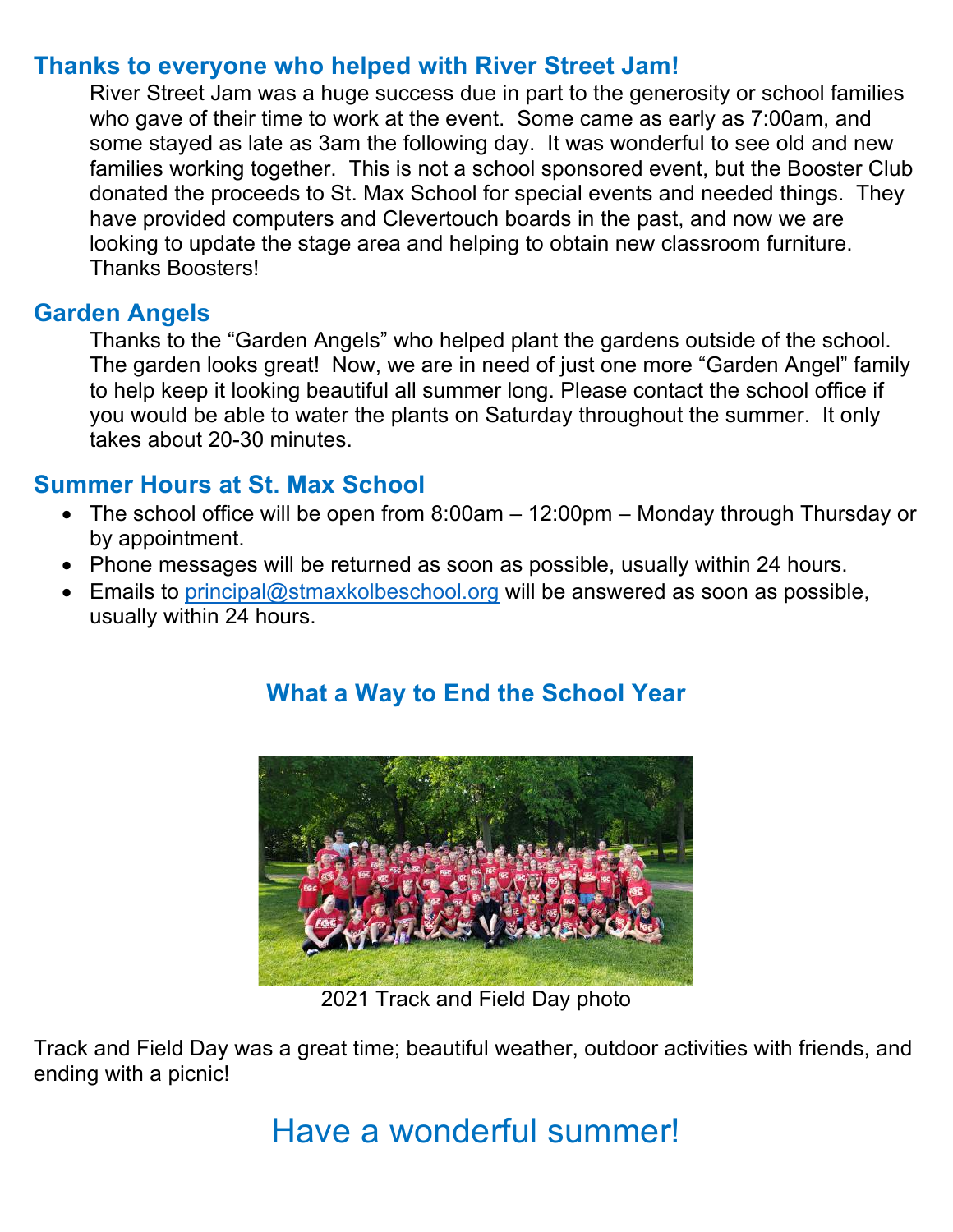## Thanks to everyone who helped with River Street Jam!

River Street Jam was a huge success due in part to the generosity or school families who gave of their time to work at the event. Some came as early as 7:00am, and some stayed as late as 3am the following day. It was wonderful to see old and new families working together. This is not a school sponsored event, but the Booster Club donated the proceeds to St. Max School for special events and needed things. They have provided computers and Clevertouch boards in the past, and now we are looking to update the stage area and helping to obtain new classroom furniture. Thanks Boosters!

## Garden Angels

Thanks to the "Garden Angels" who helped plant the gardens outside of the school. The garden looks great! Now, we are in need of just one more "Garden Angel" family to help keep it looking beautiful all summer long. Please contact the school office if you would be able to water the plants on Saturday throughout the summer. It only takes about 20-30 minutes.

## Summer Hours at St. Max School

- The school office will be open from 8:00am – 12:00pm – Monday through Thursday or by appointment.
- Phone messages will be returned as soon as possible, usually within 24 hours.
- Emails to principal@stmaxkolbeschool.org will be answered as soon as possible, usually within 24 hours.

## What a Way to End the School Year

2021 Track and Field Day photo

Track and Field Day was a great time; beautiful weather, outdoor activities with friends, and ending with a picnic!

# Have a wonderful summer!